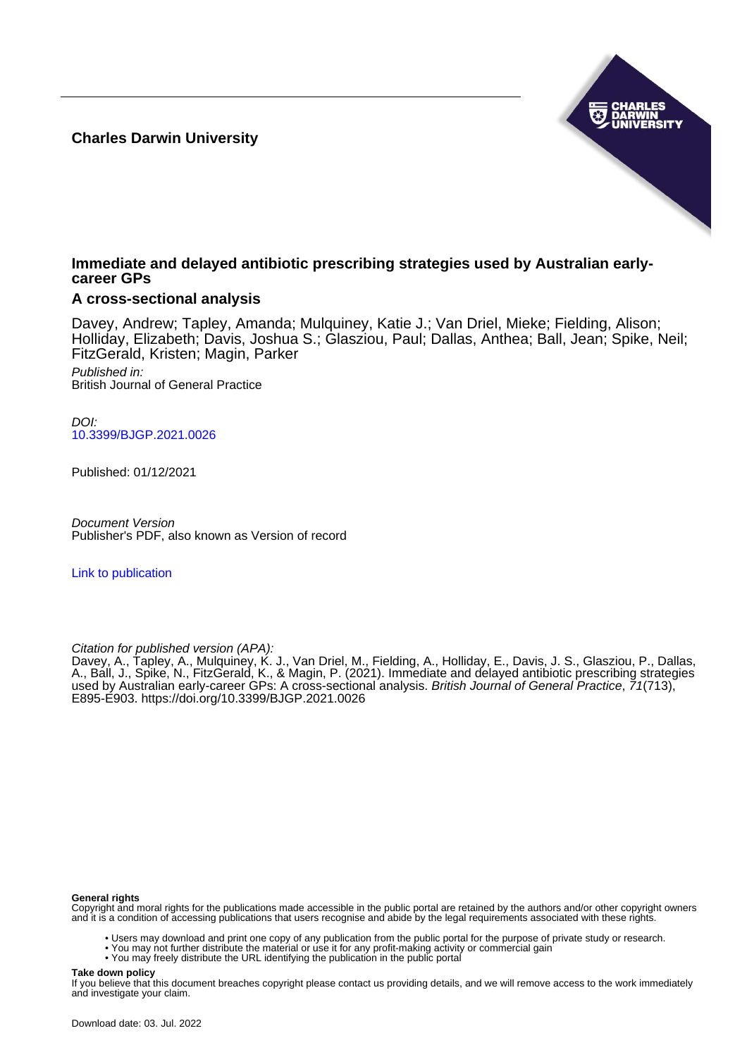**Charles Darwin University**

# Immediate and delayed antibiotic prescribing strategies used by Australian early-career GPs

## A cross-sectional analysis

Davey, Andrew; Tapley, Amanda; Mulquiney, Katie J.; Van Driel, Mieke; Fielding, Alison; Holliday, Elizabeth; Davis, Joshua S.; Glasziou, Paul; Dallas, Anthea; Ball, Jean; Spike, Neil; FitzGerald, Kristen; Magin, Parker

*Published in:*
British Journal of General Practice

*DOI:*
10.3399/BJGP.2021.0026

Published: 01/12/2021

*Document Version*
Publisher's PDF, also known as Version of record

Link to publication

*Citation for published version (APA):*
Davey, A., Tapley, A., Mulquiney, K. J., Van Driel, M., Fielding, A., Holliday, E., Davis, J. S., Glasziou, P., Dallas, A., Ball, J., Spike, N., FitzGerald, K., & Magin, P. (2021). Immediate and delayed antibiotic prescribing strategies used by Australian early-career GPs: A cross-sectional analysis. *British Journal of General Practice*, *71*(713), E895-E903. https://doi.org/10.3399/BJGP.2021.0026

**General rights**
Copyright and moral rights for the publications made accessible in the public portal are retained by the authors and/or other copyright owners and it is a condition of accessing publications that users recognise and abide by the legal requirements associated with these rights.

- Users may download and print one copy of any publication from the public portal for the purpose of private study or research.
- You may not further distribute the material or use it for any profit-making activity or commercial gain
- You may freely distribute the URL identifying the publication in the public portal

**Take down policy**
If you believe that this document breaches copyright please contact us providing details, and we will remove access to the work immediately and investigate your claim.

Download date: 03. Jul. 2022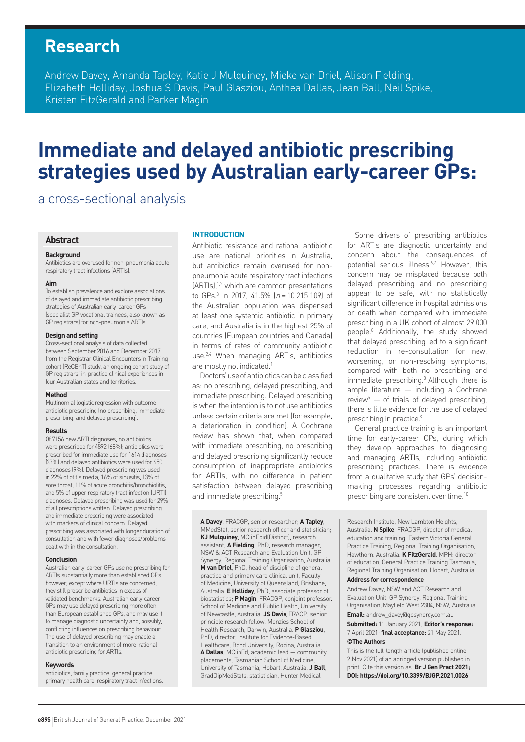# Research

Andrew Davey, Amanda Tapley, Katie J Mulquiney, Mieke van Driel, Alison Fielding, Elizabeth Holliday, Joshua S Davis, Paul Glasziou, Anthea Dallas, Jean Ball, Neil Spike, Kristen FitzGerald and Parker Magin

# Immediate and delayed antibiotic prescribing strategies used by Australian early-career GPs:

## a cross-sectional analysis

## Abstract

### Background

Antibiotics are overused for non-pneumonia acute respiratory tract infections (ARTIs).

### Aim

To establish prevalence and explore associations of delayed and immediate antibiotic prescribing strategies of Australian early-career GPs (specialist GP vocational trainees, also known as GP registrars) for non-pneumonia ARTIs.

### Design and setting

Cross-sectional analysis of data collected between September 2016 and December 2017 from the Registrar Clinical Encounters in Training cohort (ReCEnT) study, an ongoing cohort study of GP registrars' in-practice clinical experiences in four Australian states and territories.

### Method

Multinomial logistic regression with outcome antibiotic prescribing (no prescribing, immediate prescribing, and delayed prescribing).

### Results

Of 7156 new ARTI diagnoses, no antibiotics were prescribed for 4892 (68%); antibiotics were prescribed for immediate use for 1614 diagnoses (23%) and delayed antibiotics were used for 650 diagnoses (9%). Delayed prescribing was used in 22% of otitis media, 16% of sinusitis, 13% of sore throat, 11% of acute bronchitis/bronchiolitis, and 5% of upper respiratory tract infection (URTI) diagnoses. Delayed prescribing was used for 29% of all prescriptions written. Delayed prescribing and immediate prescribing were associated with markers of clinical concern. Delayed prescribing was associated with longer duration of consultation and with fewer diagnoses/problems dealt with in the consultation.

### Conclusion

Australian early-career GPs use no prescribing for ARTIs substantially more than established GPs; however, except where URTIs are concerned, they still prescribe antibiotics in excess of validated benchmarks. Australian early-career GPs may use delayed prescribing more often than European established GPs, and may use it to manage diagnostic uncertainty and, possibly, conflicting influences on prescribing behaviour. The use of delayed prescribing may enable a transition to an environment of more-rational antibiotic prescribing for ARTIs.

### Keywords

antibiotics; family practice; general practice; primary health care; respiratory tract infections.

## INTRODUCTION

Antibiotic resistance and rational antibiotic use are national priorities in Australia, but antibiotics remain overused for non-pneumonia acute respiratory tract infections (ARTIs),[1,2] which are common presentations to GPs.[3] In 2017, 41.5% ($n$ = 10 215 109) of the Australian population was dispensed at least one systemic antibiotic in primary care, and Australia is in the highest 25% of countries (European countries and Canada) in terms of rates of community antibiotic use.[2,4] When managing ARTIs, antibiotics are mostly not indicated.[1]

Doctors' use of antibiotics can be classified as: no prescribing, delayed prescribing, and immediate prescribing. Delayed prescribing is when the intention is to not use antibiotics unless certain criteria are met (for example, a deterioration in condition). A Cochrane review has shown that, when compared with immediate prescribing, no prescribing and delayed prescribing significantly reduce consumption of inappropriate antibiotics for ARTIs, with no difference in patient satisfaction between delayed prescribing and immediate prescribing.[5]

Some drivers of prescribing antibiotics for ARTIs are diagnostic uncertainty and concern about the consequences of potential serious illness.[6,7] However, this concern may be misplaced because both delayed prescribing and no prescribing appear to be safe, with no statistically significant difference in hospital admissions or death when compared with immediate prescribing in a UK cohort of almost 29 000 people.[8] Additionally, the study showed that delayed prescribing led to a significant reduction in re-consultation for new, worsening, or non-resolving symptoms, compared with both no prescribing and immediate prescribing.[8] Although there is ample literature — including a Cochrane review[5] — of trials of delayed prescribing, there is little evidence for the use of delayed prescribing in practice.[9]

General practice training is an important time for early-career GPs, during which they develop approaches to diagnosing and managing ARTIs, including antibiotic prescribing practices. There is evidence from a qualitative study that GPs' decision-making processes regarding antibiotic prescribing are consistent over time.[10]

**A Davey**, FRACGP, senior researcher; **A Tapley**, MMedStat, senior research officer and statistician; **KJ Mulquiney**, MClinEpid(Distinct), research assistant; **A Fielding**, PhD, research manager, NSW & ACT Research and Evaluation Unit, GP Synergy, Regional Training Organisation, Australia. **M van Driel**, PhD, head of discipline of general practice and primary care clinical unit, Faculty of Medicine, University of Queensland, Brisbane, Australia. **E Holliday**, PhD, associate professor of biostatistics; **P Magin**, FRACGP, conjoint professor. School of Medicine and Public Health, University of Newcastle, Australia. **JS Davis**, FRACP, senior principle research fellow, Menzies School of Health Research, Darwin, Australia. **P Glasziou**, PhD, director, Institute for Evidence-Based Healthcare, Bond University, Robina, Australia. **A Dallas**, MClinEd, academic lead — community placements, Tasmanian School of Medicine, University of Tasmania, Hobart, Australia. **J Ball**, GradDipMedStats, statistician, Hunter Medical Research Institute, New Lambton Heights, Australia. **N Spike**, FRACGP, director of medical education and training, Eastern Victoria General Practice Training, Regional Training Organisation, Hawthorn, Australia. **K FitzGerald**, MPH; director of education, General Practice Training Tasmania, Regional Training Organisation, Hobart, Australia.

**Address for correspondence**

Andrew Davey, NSW and ACT Research and Evaluation Unit, GP Synergy, Regional Training Organisation, Mayfield West 2304, NSW, Australia.

**Email:** andrew_davey@gpsynergy.com.au

**Submitted:** 11 January 2021; **Editor's response:** 7 April 2021; **final acceptance:** 21 May 2021.

**©The Authors**

This is the full-length article (published online 2 Nov 2021) of an abridged version published in print. Cite this version as: **Br J Gen Pract 2021; DOI: https://doi.org/10.3399/BJGP.2021.0026**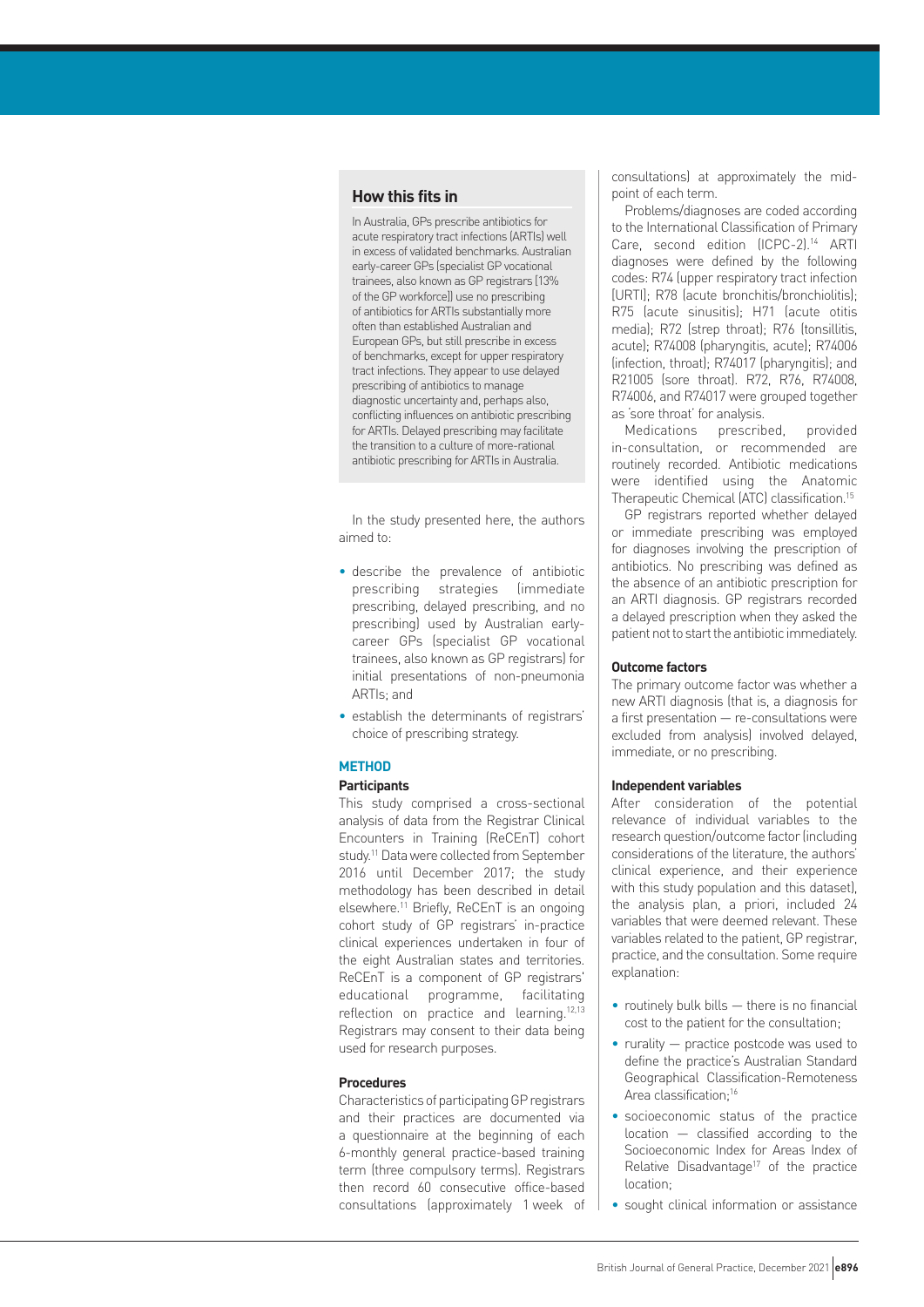## How this fits in

In Australia, GPs prescribe antibiotics for acute respiratory tract infections (ARTIs) well in excess of validated benchmarks. Australian early-career GPs (specialist GP vocational trainees, also known as GP registrars [13% of the GP workforce]) use no prescribing of antibiotics for ARTIs substantially more often than established Australian and European GPs, but still prescribe in excess of benchmarks, except for upper respiratory tract infections. They appear to use delayed prescribing of antibiotics to manage diagnostic uncertainty and, perhaps also, conflicting influences on antibiotic prescribing for ARTIs. Delayed prescribing may facilitate the transition to a culture of more-rational antibiotic prescribing for ARTIs in Australia.

In the study presented here, the authors aimed to:

- describe the prevalence of antibiotic prescribing strategies (immediate prescribing, delayed prescribing, and no prescribing) used by Australian early-career GPs (specialist GP vocational trainees, also known as GP registrars) for initial presentations of non-pneumonia ARTIs; and
- establish the determinants of registrars' choice of prescribing strategy.

## METHOD

### Participants

This study comprised a cross-sectional analysis of data from the Registrar Clinical Encounters in Training (ReCEnT) cohort study.[11] Data were collected from September 2016 until December 2017; the study methodology has been described in detail elsewhere.[11] Briefly, ReCEnT is an ongoing cohort study of GP registrars' in-practice clinical experiences undertaken in four of the eight Australian states and territories. ReCEnT is a component of GP registrars' educational programme, facilitating reflection on practice and learning.[12,13] Registrars may consent to their data being used for research purposes.

### Procedures

Characteristics of participating GP registrars and their practices are documented via a questionnaire at the beginning of each 6-monthly general practice-based training term (three compulsory terms). Registrars then record 60 consecutive office-based consultations (approximately 1 week of consultations) at approximately the mid-point of each term.

Problems/diagnoses are coded according to the International Classification of Primary Care, second edition (ICPC-2).[14] ARTI diagnoses were defined by the following codes: R74 (upper respiratory tract infection [URTI]; R78 (acute bronchitis/bronchiolitis); R75 (acute sinusitis); H71 (acute otitis media); R72 (strep throat); R76 (tonsillitis, acute); R74008 (pharyngitis, acute); R74006 (infection, throat); R74017 (pharyngitis); and R21005 (sore throat). R72, R76, R74008, R74006, and R74017 were grouped together as 'sore throat' for analysis.

Medications prescribed, provided in-consultation, or recommended are routinely recorded. Antibiotic medications were identified using the Anatomic Therapeutic Chemical (ATC) classification.[15]

GP registrars reported whether delayed or immediate prescribing was employed for diagnoses involving the prescription of antibiotics. No prescribing was defined as the absence of an antibiotic prescription for an ARTI diagnosis. GP registrars recorded a delayed prescription when they asked the patient not to start the antibiotic immediately.

### Outcome factors

The primary outcome factor was whether a new ARTI diagnosis (that is, a diagnosis for a first presentation — re-consultations were excluded from analysis) involved delayed, immediate, or no prescribing.

### Independent variables

After consideration of the potential relevance of individual variables to the research question/outcome factor (including considerations of the literature, the authors' clinical experience, and their experience with this study population and this dataset), the analysis plan, a priori, included 24 variables that were deemed relevant. These variables related to the patient, GP registrar, practice, and the consultation. Some require explanation:

- routinely bulk bills — there is no financial cost to the patient for the consultation;
- rurality — practice postcode was used to define the practice's Australian Standard Geographical Classification-Remoteness Area classification;[16]
- socioeconomic status of the practice location — classified according to the Socioeconomic Index for Areas Index of Relative Disadvantage[17] of the practice location;
- sought clinical information or assistance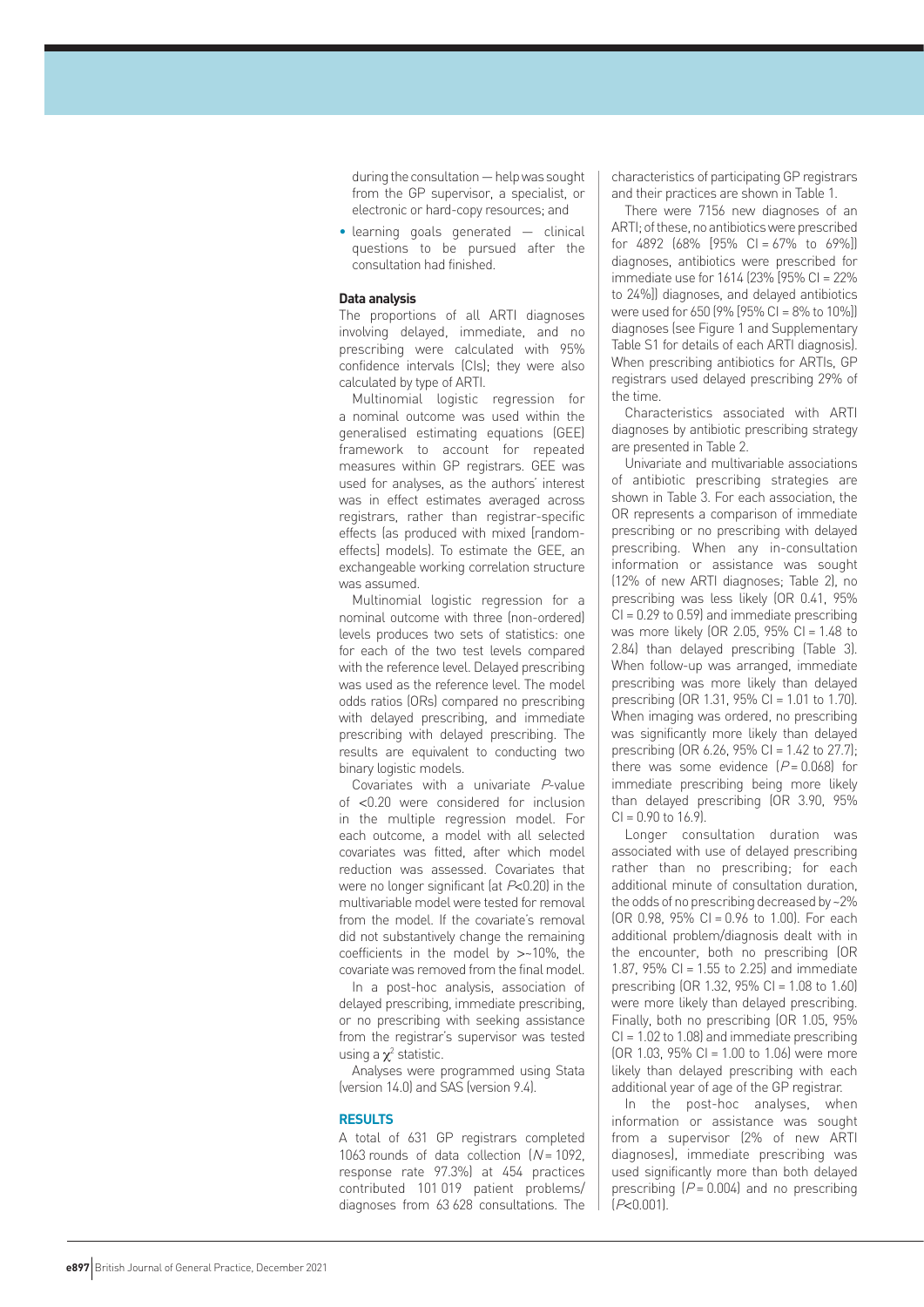during the consultation — help was sought from the GP supervisor, a specialist, or electronic or hard-copy resources; and

- learning goals generated — clinical questions to be pursued after the consultation had finished.

### Data analysis

The proportions of all ARTI diagnoses involving delayed, immediate, and no prescribing were calculated with 95% confidence intervals (CIs); they were also calculated by type of ARTI.

Multinomial logistic regression for a nominal outcome was used within the generalised estimating equations (GEE) framework to account for repeated measures within GP registrars. GEE was used for analyses, as the authors' interest was in effect estimates averaged across registrars, rather than registrar-specific effects (as produced with mixed [random-effects] models). To estimate the GEE, an exchangeable working correlation structure was assumed.

Multinomial logistic regression for a nominal outcome with three (non-ordered) levels produces two sets of statistics: one for each of the two test levels compared with the reference level. Delayed prescribing was used as the reference level. The model odds ratios (ORs) compared no prescribing with delayed prescribing, and immediate prescribing with delayed prescribing. The results are equivalent to conducting two binary logistic models.

Covariates with a univariate *P*-value of <0.20 were considered for inclusion in the multiple regression model. For each outcome, a model with all selected covariates was fitted, after which model reduction was assessed. Covariates that were no longer significant (at *P*<0.20) in the multivariable model were tested for removal from the model. If the covariate's removal did not substantively change the remaining coefficients in the model by >~10%, the covariate was removed from the final model.

In a post-hoc analysis, association of delayed prescribing, immediate prescribing, or no prescribing with seeking assistance from the registrar's supervisor was tested using a $\chi^2$ statistic.

Analyses were programmed using Stata (version 14.0) and SAS (version 9.4).

## RESULTS

A total of 631 GP registrars completed 1063 rounds of data collection ($N$ = 1092, response rate 97.3%) at 454 practices contributed 101 019 patient problems/diagnoses from 63 628 consultations. The characteristics of participating GP registrars and their practices are shown in Table 1.

There were 7156 new diagnoses of an ARTI; of these, no antibiotics were prescribed for 4892 (68% [95% CI = 67% to 69%]) diagnoses, antibiotics were prescribed for immediate use for 1614 (23% [95% CI = 22% to 24%]) diagnoses, and delayed antibiotics were used for 650 (9% [95% CI = 8% to 10%]) diagnoses (see Figure 1 and Supplementary Table S1 for details of each ARTI diagnosis). When prescribing antibiotics for ARTIs, GP registrars used delayed prescribing 29% of the time.

Characteristics associated with ARTI diagnoses by antibiotic prescribing strategy are presented in Table 2.

Univariate and multivariable associations of antibiotic prescribing strategies are shown in Table 3. For each association, the OR represents a comparison of immediate prescribing or no prescribing with delayed prescribing. When any in-consultation information or assistance was sought (12% of new ARTI diagnoses; Table 2), no prescribing was less likely (OR 0.41, 95% CI = 0.29 to 0.59) and immediate prescribing was more likely (OR 2.05, 95% CI = 1.48 to 2.84) than delayed prescribing (Table 3). When follow-up was arranged, immediate prescribing was more likely than delayed prescribing (OR 1.31, 95% CI = 1.01 to 1.70). When imaging was ordered, no prescribing was significantly more likely than delayed prescribing (OR 6.26, 95% CI = 1.42 to 27.7); there was some evidence ($P$ = 0.068) for immediate prescribing being more likely than delayed prescribing (OR 3.90, 95% CI = 0.90 to 16.9).

Longer consultation duration was associated with use of delayed prescribing rather than no prescribing; for each additional minute of consultation duration, the odds of no prescribing decreased by ~2% (OR 0.98, 95% CI = 0.96 to 1.00). For each additional problem/diagnosis dealt with in the encounter, both no prescribing (OR 1.87, 95% CI = 1.55 to 2.25) and immediate prescribing (OR 1.32, 95% CI = 1.08 to 1.60) were more likely than delayed prescribing. Finally, both no prescribing (OR 1.05, 95% CI = 1.02 to 1.08) and immediate prescribing (OR 1.03, 95% CI = 1.00 to 1.06) were more likely than delayed prescribing with each additional year of age of the GP registrar.

In the post-hoc analyses, when information or assistance was sought from a supervisor (2% of new ARTI diagnoses), immediate prescribing was used significantly more than delayed prescribing ($P$ = 0.004) and no prescribing ($P$<0.001).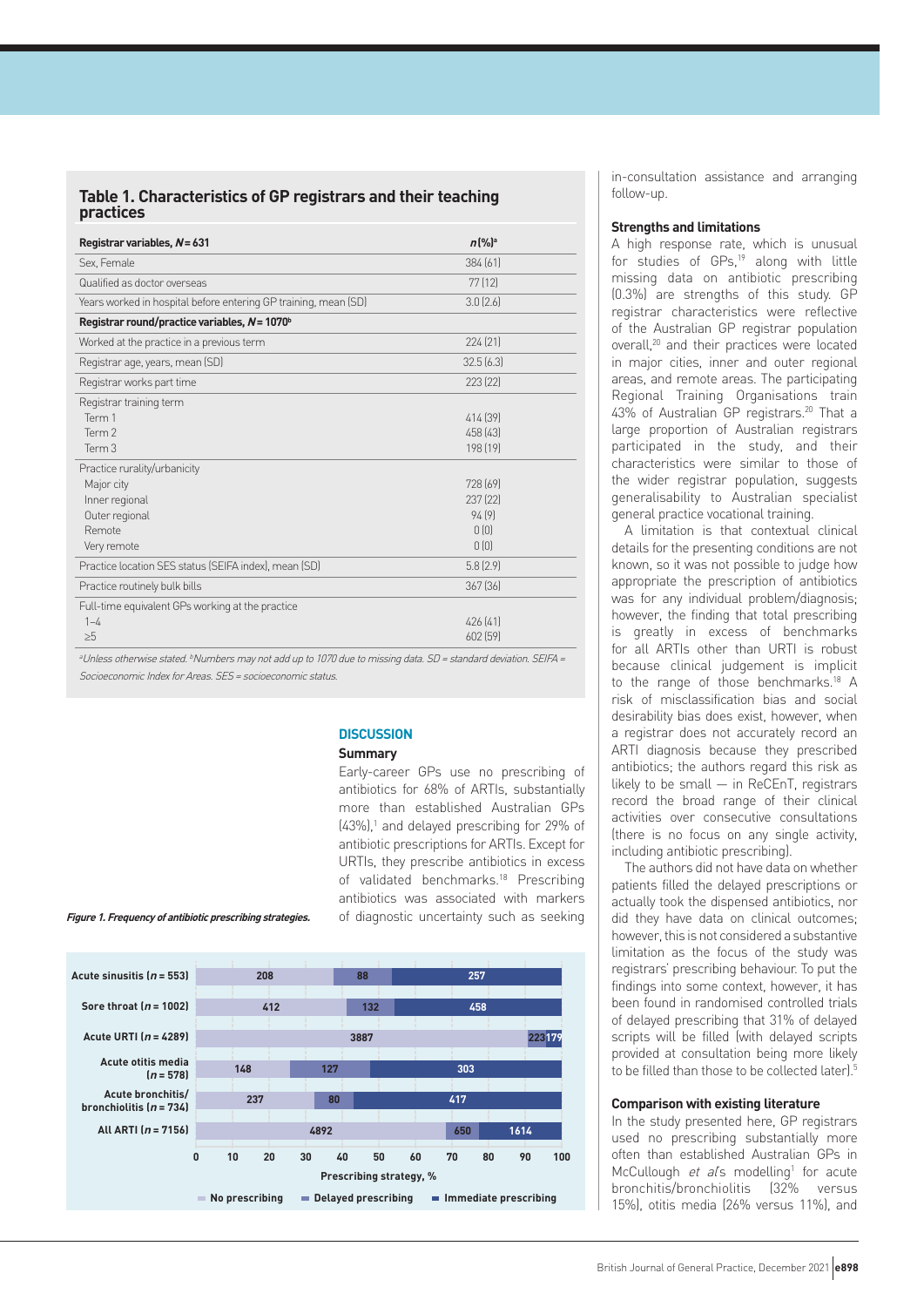**Table 1. Characteristics of GP registrars and their teaching practices**

| Registrar variables, *N* = 631 | *n* (%)[a] |
|---|---|
| Sex, Female | 384 (61) |
| Qualified as doctor overseas | 77 (12) |
| Years worked in hospital before entering GP training, mean (SD) | 3.0 (2.6) |
| **Registrar round/practice variables, *N* = 1070[b]** | |
| Worked at the practice in a previous term | 224 (21) |
| Registrar age, years, mean (SD) | 32.5 (6.3) |
| Registrar works part time | 223 (22) |
| Registrar training term | |
| Term 1 | 414 (39) |
| Term 2 | 458 (43) |
| Term 3 | 198 (19) |
| Practice rurality/urbanicity | |
| Major city | 728 (69) |
| Inner regional | 237 (22) |
| Outer regional | 94 (9) |
| Remote | 0 (0) |
| Very remote | 0 (0) |
| Practice location SES status (SEIFA index), mean (SD) | 5.8 (2.9) |
| Practice routinely bulk bills | 367 (36) |
| Full-time equivalent GPs working at the practice | |
| 1–4 | 426 (41) |
| ≥5 | 602 (59) |

*[a]Unless otherwise stated. [b]Numbers may not add up to 1070 due to missing data. SD = standard deviation. SEIFA = Socioeconomic Index for Areas. SES = socioeconomic status.*

***Figure 1. Frequency of antibiotic prescribing strategies.***

| Condition | No prescribing | Delayed prescribing | Immediate prescribing |
|---|---|---|---|
| Acute sinusitis (*n* = 553) | 208 | 88 | 257 |
| Sore throat (*n* = 1002) | 412 | 132 | 458 |
| Acute URTI (*n* = 4289) | 3887 | 223 | 179 |
| Acute otitis media (*n* = 578) | 148 | 127 | 303 |
| Acute bronchitis/ bronchiolitis (*n* = 734) | 237 | 80 | 417 |
| All ARTI (*n* = 7156) | 4892 | 650 | 1614 |

Prescribing strategy, %

## DISCUSSION

### Summary

Early-career GPs use no prescribing of antibiotics for 68% of ARTIs, substantially more than established Australian GPs (43%),[1] and delayed prescribing for 29% of antibiotic prescriptions for ARTIs. Except for URTIs, they prescribe antibiotics in excess of validated benchmarks.[18] Prescribing antibiotics was associated with markers of diagnostic uncertainty such as seeking in-consultation assistance and arranging follow-up.

### Strengths and limitations

A high response rate, which is unusual for studies of GPs,[19] along with little missing data on antibiotic prescribing (0.3%) are strengths of this study. GP registrar characteristics were reflective of the Australian GP registrar population overall,[20] and their practices were located in major cities, inner and outer regional areas, and remote areas. The participating Regional Training Organisations train 43% of Australian GP registrars.[20] That a large proportion of Australian registrars participated in the study, and their characteristics were similar to those of the wider registrar population, suggests generalisability to Australian specialist general practice vocational training.

A limitation is that contextual clinical details for the presenting conditions are not known, so it was not possible to judge how appropriate the prescription of antibiotics was for any individual problem/diagnosis; however, the finding that total prescribing is greatly in excess of benchmarks for all ARTIs other than URTI is robust because clinical judgement is implicit to the range of those benchmarks.[18] A risk of misclassification bias and social desirability bias does exist, however, when a registrar does not accurately record an ARTI diagnosis because they prescribed antibiotics; the authors regard this risk as likely to be small — in ReCEnT, registrars record the broad range of their clinical activities over consecutive consultations (there is no focus on any single activity, including antibiotic prescribing).

The authors did not have data on whether patients filled the delayed prescriptions or actually took the dispensed antibiotics, nor did they have data on clinical outcomes; however, this is not considered a substantive limitation as the focus of the study was registrars' prescribing behaviour. To put the findings into some context, however, it has been found in randomised controlled trials of delayed prescribing that 31% of delayed scripts will be filled (with delayed scripts provided at consultation being more likely to be filled than those to be collected later).[5]

### Comparison with existing literature

In the study presented here, GP registrars used no prescribing substantially more often than established Australian GPs in McCullough *et al*'s modelling[1] for acute bronchitis/bronchiolitis (32% versus 15%), otitis media (26% versus 11%), and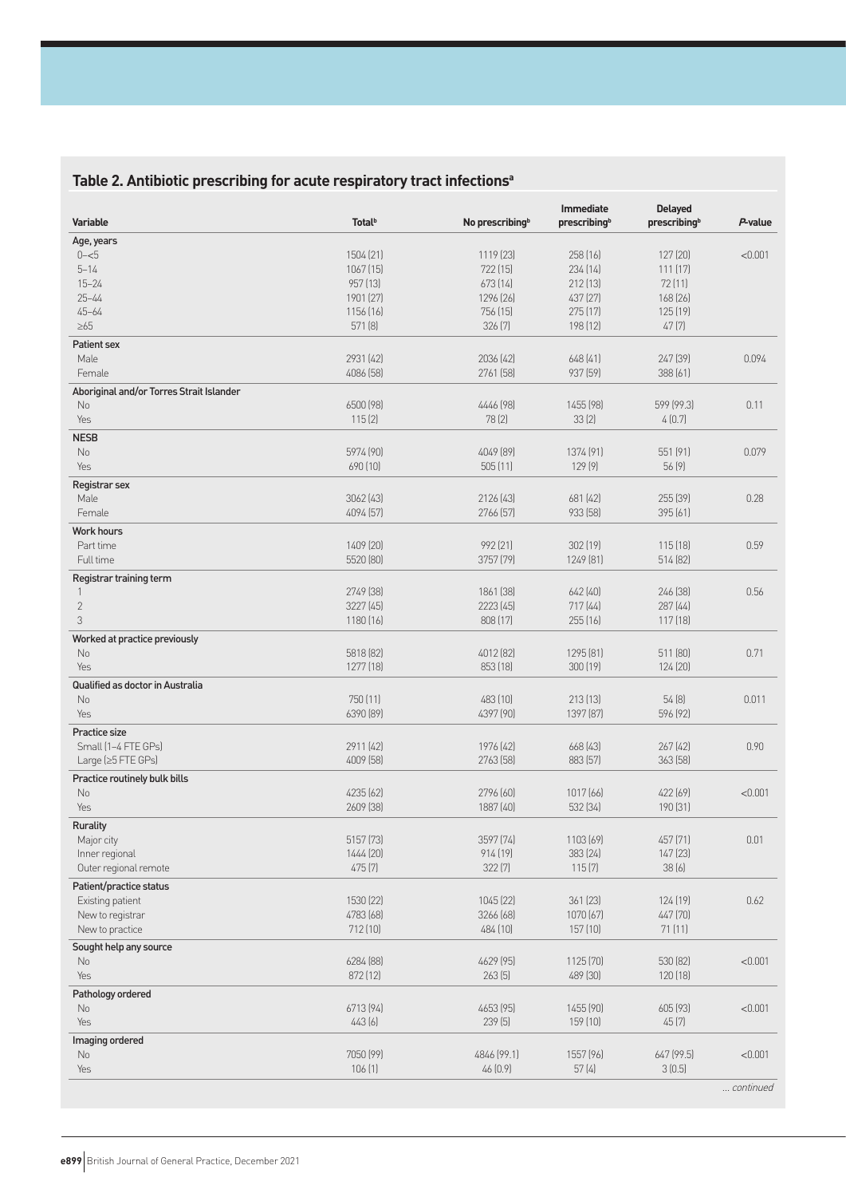## Table 2. Antibiotic prescribing for acute respiratory tract infections[a]

| Variable | Total[b] | No prescribing[b] | Immediate prescribing[b] | Delayed prescribing[b] | *P*-value |
|---|---|---|---|---|---|
| **Age, years** | | | | | |
| 0–<5 | 1504 (21) | 1119 (23) | 258 (16) | 127 (20) | <0.001 |
| 5–14 | 1067 (15) | 722 (15) | 234 (14) | 111 (17) | |
| 15–24 | 957 (13) | 673 (14) | 212 (13) | 72 (11) | |
| 25–44 | 1901 (27) | 1296 (26) | 437 (27) | 168 (26) | |
| 45–64 | 1156 (16) | 756 (15) | 275 (17) | 125 (19) | |
| ≥65 | 571 (8) | 326 (7) | 198 (12) | 47 (7) | |
| **Patient sex** | | | | | |
| Male | 2931 (42) | 2036 (42) | 648 (41) | 247 (39) | 0.094 |
| Female | 4086 (58) | 2761 (58) | 937 (59) | 388 (61) | |
| **Aboriginal and/or Torres Strait Islander** | | | | | |
| No | 6500 (98) | 4446 (98) | 1455 (98) | 599 (99.3) | 0.11 |
| Yes | 115 (2) | 78 (2) | 33 (2) | 4 (0.7) | |
| **NESB** | | | | | |
| No | 5974 (90) | 4049 (89) | 1374 (91) | 551 (91) | 0.079 |
| Yes | 690 (10) | 505 (11) | 129 (9) | 56 (9) | |
| **Registrar sex** | | | | | |
| Male | 3062 (43) | 2126 (43) | 681 (42) | 255 (39) | 0.28 |
| Female | 4094 (57) | 2766 (57) | 933 (58) | 395 (61) | |
| **Work hours** | | | | | |
| Part time | 1409 (20) | 992 (21) | 302 (19) | 115 (18) | 0.59 |
| Full time | 5520 (80) | 3757 (79) | 1249 (81) | 514 (82) | |
| **Registrar training term** | | | | | |
| 1 | 2749 (38) | 1861 (38) | 642 (40) | 246 (38) | 0.56 |
| 2 | 3227 (45) | 2223 (45) | 717 (44) | 287 (44) | |
| 3 | 1180 (16) | 808 (17) | 255 (16) | 117 (18) | |
| **Worked at practice previously** | | | | | |
| No | 5818 (82) | 4012 (82) | 1295 (81) | 511 (80) | 0.71 |
| Yes | 1277 (18) | 853 (18) | 300 (19) | 124 (20) | |
| **Qualified as doctor in Australia** | | | | | |
| No | 750 (11) | 483 (10) | 213 (13) | 54 (8) | 0.011 |
| Yes | 6390 (89) | 4397 (90) | 1397 (87) | 596 (92) | |
| **Practice size** | | | | | |
| Small (1–4 FTE GPs) | 2911 (42) | 1976 (42) | 668 (43) | 267 (42) | 0.90 |
| Large (≥5 FTE GPs) | 4009 (58) | 2763 (58) | 883 (57) | 363 (58) | |
| **Practice routinely bulk bills** | | | | | |
| No | 4235 (62) | 2796 (60) | 1017 (66) | 422 (69) | <0.001 |
| Yes | 2609 (38) | 1887 (40) | 532 (34) | 190 (31) | |
| **Rurality** | | | | | |
| Major city | 5157 (73) | 3597 (74) | 1103 (69) | 457 (71) | 0.01 |
| Inner regional | 1444 (20) | 914 (19) | 383 (24) | 147 (23) | |
| Outer regional remote | 475 (7) | 322 (7) | 115 (7) | 38 (6) | |
| **Patient/practice status** | | | | | |
| Existing patient | 1530 (22) | 1045 (22) | 361 (23) | 124 (19) | 0.62 |
| New to registrar | 4783 (68) | 3266 (68) | 1070 (67) | 447 (70) | |
| New to practice | 712 (10) | 484 (10) | 157 (10) | 71 (11) | |
| **Sought help any source** | | | | | |
| No | 6284 (88) | 4629 (95) | 1125 (70) | 530 (82) | <0.001 |
| Yes | 872 (12) | 263 (5) | 489 (30) | 120 (18) | |
| **Pathology ordered** | | | | | |
| No | 6713 (94) | 4653 (95) | 1455 (90) | 605 (93) | <0.001 |
| Yes | 443 (6) | 239 (5) | 159 (10) | 45 (7) | |
| **Imaging ordered** | | | | | |
| No | 7050 (99) | 4846 (99.1) | 1557 (96) | 647 (99.5) | <0.001 |
| Yes | 106 (1) | 46 (0.9) | 57 (4) | 3 (0.5) | |

*... continued*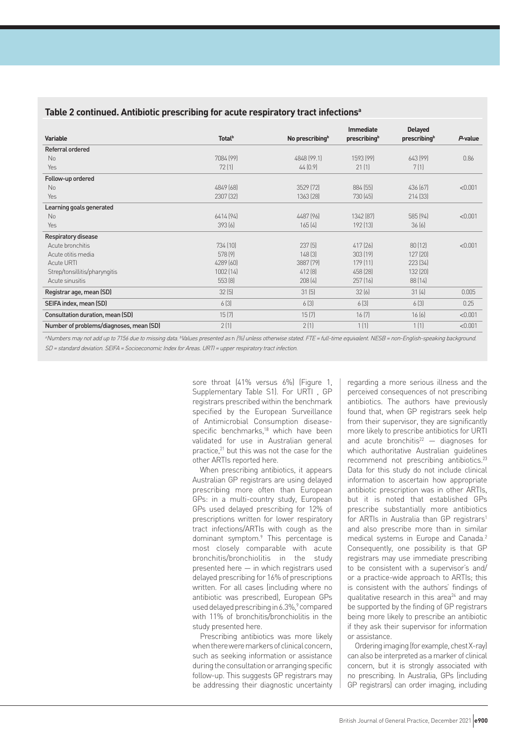**Table 2 continued. Antibiotic prescribing for acute respiratory tract infections[a]**

| Variable | Total[b] | No prescribing[b] | Immediate prescribing[b] | Delayed prescribing[b] | *P*-value |
|---|---|---|---|---|---|
| **Referral ordered** | | | | | |
| No | 7084 (99) | 4848 (99.1) | 1593 (99) | 643 (99) | 0.86 |
| Yes | 72 (1) | 44 (0.9) | 21 (1) | 7 (1) | |
| **Follow-up ordered** | | | | | |
| No | 4849 (68) | 3529 (72) | 884 (55) | 436 (67) | <0.001 |
| Yes | 2307 (32) | 1363 (28) | 730 (45) | 214 (33) | |
| **Learning goals generated** | | | | | |
| No | 6414 (94) | 4487 (96) | 1342 (87) | 585 (94) | <0.001 |
| Yes | 393 (6) | 165 (4) | 192 (13) | 36 (6) | |
| **Respiratory disease** | | | | | |
| Acute bronchitis | 734 (10) | 237 (5) | 417 (26) | 80 (12) | <0.001 |
| Acute otitis media | 578 (9) | 148 (3) | 303 (19) | 127 (20) | |
| Acute URTI | 4289 (60) | 3887 (79) | 179 (11) | 223 (34) | |
| Strep/tonsillitis/pharyngitis | 1002 (14) | 412 (8) | 458 (28) | 132 (20) | |
| Acute sinusitis | 553 (8) | 208 (4) | 257 (16) | 88 (14) | |
| **Registrar age, mean (SD)** | 32 (5) | 31 (5) | 32 (6) | 31 (4) | 0.005 |
| **SEIFA index, mean (SD)** | 6 (3) | 6 (3) | 6 (3) | 6 (3) | 0.25 |
| **Consultation duration, mean (SD)** | 15 (7) | 15 (7) | 16 (7) | 16 (6) | <0.001 |
| **Number of problems/diagnoses, mean (SD)** | 2 (1) | 2 (1) | 1 (1) | 1 (1) | <0.001 |

*[a]Numbers may not add up to 7156 due to missing data. [b]Values presented as n (%) unless otherwise stated. FTE = full-time equivalent. NESB = non-English-speaking background. SD = standard deviation. SEIFA = Socioeconomic Index for Areas. URTI = upper respiratory tract infection.*

sore throat (41% versus 6%) (Figure 1, Supplementary Table S1). For URTI , GP registrars prescribed within the benchmark specified by the European Surveillance of Antimicrobial Consumption disease-specific benchmarks,[18] which have been validated for use in Australian general practice,[21] but this was not the case for the other ARTIs reported here.

When prescribing antibiotics, it appears Australian GP registrars are using delayed prescribing more often than European GPs: in a multi-country study, European GPs used delayed prescribing for 12% of prescriptions written for lower respiratory tract infections/ARTIs with cough as the dominant symptom.[9] This percentage is most closely comparable with acute bronchitis/bronchiolitis in the study presented here — in which registrars used delayed prescribing for 16% of prescriptions written. For all cases (including where no antibiotic was prescribed), European GPs used delayed prescribing in 6.3%,[9] compared with 11% of bronchitis/bronchiolitis in the study presented here.

Prescribing antibiotics was more likely when there were markers of clinical concern, such as seeking information or assistance during the consultation or arranging specific follow-up. This suggests GP registrars may be addressing their diagnostic uncertainty regarding a more serious illness and the perceived consequences of not prescribing antibiotics. The authors have previously found that, when GP registrars seek help from their supervisor, they are significantly more likely to prescribe antibiotics for URTI and acute bronchitis[22] — diagnoses for which authoritative Australian guidelines recommend not prescribing antibiotics.[23] Data for this study do not include clinical information to ascertain how appropriate antibiotic prescription was in other ARTIs, but it is noted that established GPs prescribe substantially more antibiotics for ARTIs in Australia than GP registrars[1] and also prescribe more than in similar medical systems in Europe and Canada.[2] Consequently, one possibility is that GP registrars may use immediate prescribing to be consistent with a supervisor's and/or a practice-wide approach to ARTIs; this is consistent with the authors' findings of qualitative research in this area[24] and may be supported by the finding of GP registrars being more likely to prescribe an antibiotic if they ask their supervisor for information or assistance.

Ordering imaging (for example, chest X-ray) can also be interpreted as a marker of clinical concern, but it is strongly associated with no prescribing. In Australia, GPs (including GP registrars) can order imaging, including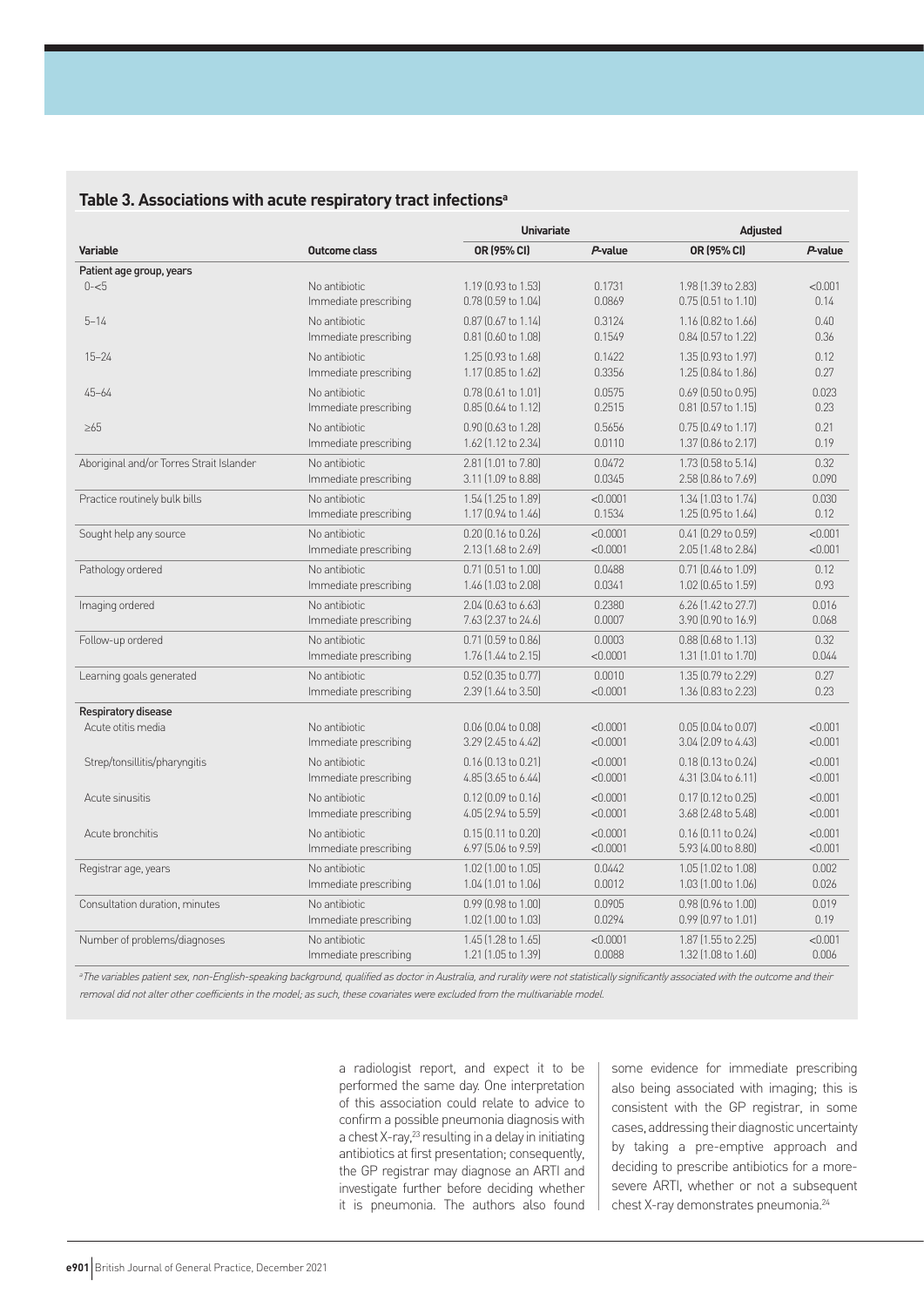## Table 3. Associations with acute respiratory tract infections[a]

| Variable | Outcome class | Univariate | | Adjusted | |
|---|---|---|---|---|---|
| | | OR (95% CI) | P-value | OR (95% CI) | P-value |
| **Patient age group, years** | | | | | |
| 0–<5 | No antibiotic | 1.19 (0.93 to 1.53) | 0.1731 | 1.98 (1.39 to 2.83) | <0.001 |
| | Immediate prescribing | 0.78 (0.59 to 1.04) | 0.0869 | 0.75 (0.51 to 1.10) | 0.14 |
| 5–14 | No antibiotic | 0.87 (0.67 to 1.14) | 0.3124 | 1.16 (0.82 to 1.66) | 0.40 |
| | Immediate prescribing | 0.81 (0.60 to 1.08) | 0.1549 | 0.84 (0.57 to 1.22) | 0.36 |
| 15–24 | No antibiotic | 1.25 (0.93 to 1.68) | 0.1422 | 1.35 (0.93 to 1.97) | 0.12 |
| | Immediate prescribing | 1.17 (0.85 to 1.62) | 0.3356 | 1.25 (0.84 to 1.86) | 0.27 |
| 45–64 | No antibiotic | 0.78 (0.61 to 1.01) | 0.0575 | 0.69 (0.50 to 0.95) | 0.023 |
| | Immediate prescribing | 0.85 (0.64 to 1.12) | 0.2515 | 0.81 (0.57 to 1.15) | 0.23 |
| ≥65 | No antibiotic | 0.90 (0.63 to 1.28) | 0.5656 | 0.75 (0.49 to 1.17) | 0.21 |
| | Immediate prescribing | 1.62 (1.12 to 2.34) | 0.0110 | 1.37 (0.86 to 2.17) | 0.19 |
| Aboriginal and/or Torres Strait Islander | No antibiotic | 2.81 (1.01 to 7.80) | 0.0472 | 1.73 (0.58 to 5.14) | 0.32 |
| | Immediate prescribing | 3.11 (1.09 to 8.88) | 0.0345 | 2.58 (0.86 to 7.69) | 0.090 |
| Practice routinely bulk bills | No antibiotic | 1.54 (1.25 to 1.89) | <0.0001 | 1.34 (1.03 to 1.74) | 0.030 |
| | Immediate prescribing | 1.17 (0.94 to 1.46) | 0.1534 | 1.25 (0.95 to 1.64) | 0.12 |
| Sought help any source | No antibiotic | 0.20 (0.16 to 0.26) | <0.0001 | 0.41 (0.29 to 0.59) | <0.001 |
| | Immediate prescribing | 2.13 (1.68 to 2.69) | <0.0001 | 2.05 (1.48 to 2.84) | <0.001 |
| Pathology ordered | No antibiotic | 0.71 (0.51 to 1.00) | 0.0488 | 0.71 (0.46 to 1.09) | 0.12 |
| | Immediate prescribing | 1.46 (1.03 to 2.08) | 0.0341 | 1.02 (0.65 to 1.59) | 0.93 |
| Imaging ordered | No antibiotic | 2.04 (0.63 to 6.63) | 0.2380 | 6.26 (1.42 to 27.7) | 0.016 |
| | Immediate prescribing | 7.63 (2.37 to 24.6) | 0.0007 | 3.90 (0.90 to 16.9) | 0.068 |
| Follow-up ordered | No antibiotic | 0.71 (0.59 to 0.86) | 0.0003 | 0.88 (0.68 to 1.13) | 0.32 |
| | Immediate prescribing | 1.76 (1.44 to 2.15) | <0.0001 | 1.31 (1.01 to 1.70) | 0.044 |
| Learning goals generated | No antibiotic | 0.52 (0.35 to 0.77) | 0.0010 | 1.35 (0.79 to 2.29) | 0.27 |
| | Immediate prescribing | 2.39 (1.64 to 3.50) | <0.0001 | 1.36 (0.83 to 2.23) | 0.23 |
| **Respiratory disease** | | | | | |
| Acute otitis media | No antibiotic | 0.06 (0.04 to 0.08) | <0.0001 | 0.05 (0.04 to 0.07) | <0.001 |
| | Immediate prescribing | 3.29 (2.45 to 4.42) | <0.0001 | 3.04 (2.09 to 4.43) | <0.001 |
| Strep/tonsillitis/pharyngitis | No antibiotic | 0.16 (0.13 to 0.21) | <0.0001 | 0.18 (0.13 to 0.24) | <0.001 |
| | Immediate prescribing | 4.85 (3.65 to 6.44) | <0.0001 | 4.31 (3.04 to 6.11) | <0.001 |
| Acute sinusitis | No antibiotic | 0.12 (0.09 to 0.16) | <0.0001 | 0.17 (0.12 to 0.25) | <0.001 |
| | Immediate prescribing | 4.05 (2.94 to 5.59) | <0.0001 | 3.68 (2.48 to 5.48) | <0.001 |
| Acute bronchitis | No antibiotic | 0.15 (0.11 to 0.20) | <0.0001 | 0.16 (0.11 to 0.24) | <0.001 |
| | Immediate prescribing | 6.97 (5.06 to 9.59) | <0.0001 | 5.93 (4.00 to 8.80) | <0.001 |
| Registrar age, years | No antibiotic | 1.02 (1.00 to 1.05) | 0.0442 | 1.05 (1.02 to 1.08) | 0.002 |
| | Immediate prescribing | 1.04 (1.01 to 1.06) | 0.0012 | 1.03 (1.00 to 1.06) | 0.026 |
| Consultation duration, minutes | No antibiotic | 0.99 (0.98 to 1.00) | 0.0905 | 0.98 (0.96 to 1.00) | 0.019 |
| | Immediate prescribing | 1.02 (1.00 to 1.03) | 0.0294 | 0.99 (0.97 to 1.01) | 0.19 |
| Number of problems/diagnoses | No antibiotic | 1.45 (1.28 to 1.65) | <0.0001 | 1.87 (1.55 to 2.25) | <0.001 |
| | Immediate prescribing | 1.21 (1.05 to 1.39) | 0.0088 | 1.32 (1.08 to 1.60) | 0.006 |

*[a]The variables patient sex, non-English-speaking background, qualified as doctor in Australia, and rurality were not statistically significantly associated with the outcome and their removal did not alter other coefficients in the model; as such, these covariates were excluded from the multivariable model.*

a radiologist report, and expect it to be performed the same day. One interpretation of this association could relate to advice to confirm a possible pneumonia diagnosis with a chest X-ray,[23] resulting in a delay in initiating antibiotics at first presentation; consequently, the GP registrar may diagnose an ARTI and investigate further before deciding whether it is pneumonia. The authors also found some evidence for immediate prescribing also being associated with imaging; this is consistent with the GP registrar, in some cases, addressing their diagnostic uncertainty by taking a pre-emptive approach and deciding to prescribe antibiotics for a more-severe ARTI, whether or not a subsequent chest X-ray demonstrates pneumonia.[24]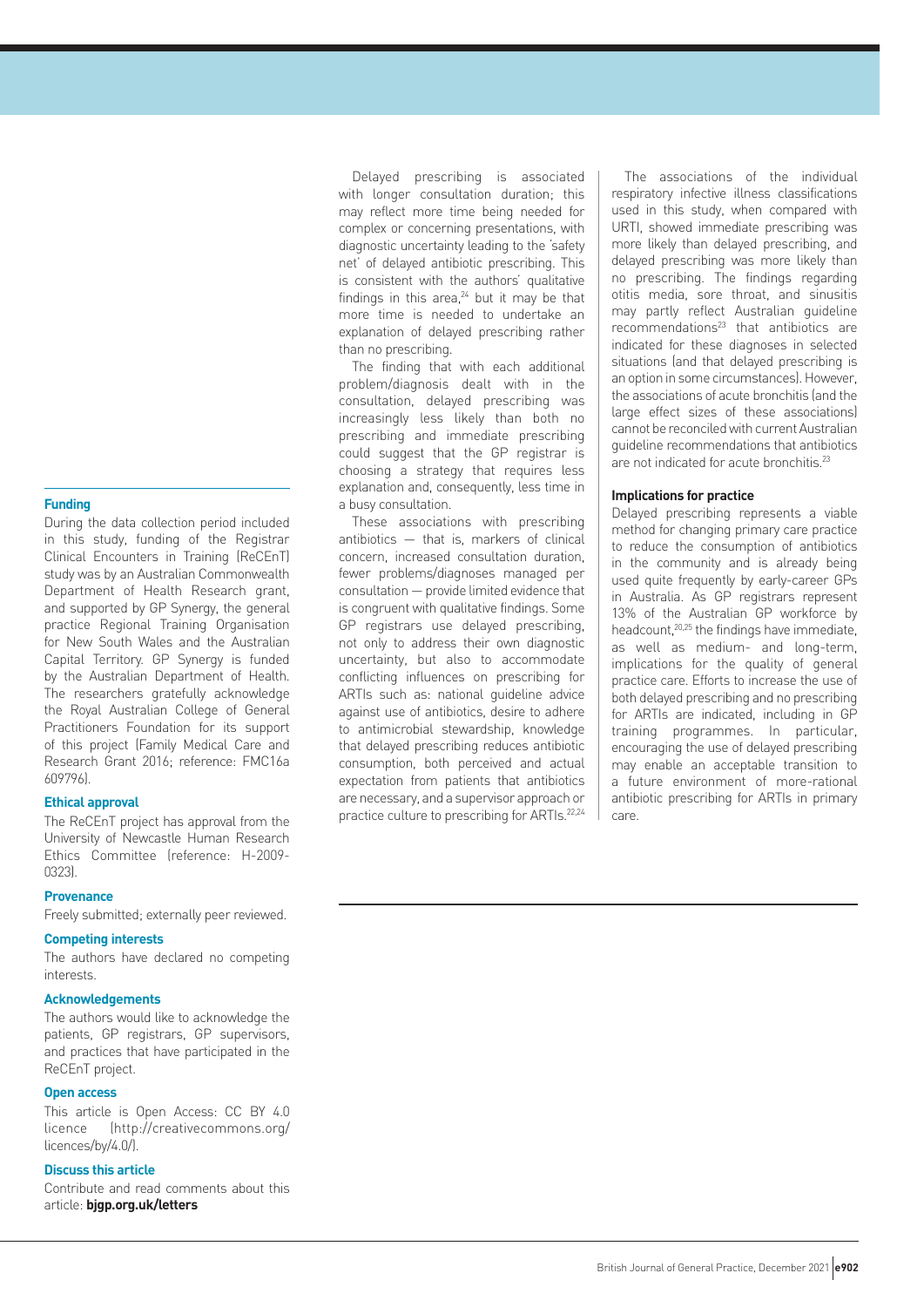Delayed prescribing is associated with longer consultation duration; this may reflect more time being needed for complex or concerning presentations, with diagnostic uncertainty leading to the 'safety net' of delayed antibiotic prescribing. This is consistent with the authors' qualitative findings in this area,[24] but it may be that more time is needed to undertake an explanation of delayed prescribing rather than no prescribing.

The finding that with each additional problem/diagnosis dealt with in the consultation, delayed prescribing was increasingly less likely than both no prescribing and immediate prescribing could suggest that the GP registrar is choosing a strategy that requires less explanation and, consequently, less time in a busy consultation.

These associations with prescribing antibiotics — that is, markers of clinical concern, increased consultation duration, fewer problems/diagnoses managed per consultation — provide limited evidence that is congruent with qualitative findings. Some GP registrars use delayed prescribing, not only to address their own diagnostic uncertainty, but also to accommodate conflicting influences on prescribing for ARTIs such as: national guideline advice against use of antibiotics, desire to adhere to antimicrobial stewardship, knowledge that delayed prescribing reduces antibiotic consumption, both perceived and actual expectation from patients that antibiotics are necessary, and a supervisor approach or practice culture to prescribing for ARTIs.[22,24]

The associations of the individual respiratory infective illness classifications used in this study, when compared with URTI, showed immediate prescribing was more likely than delayed prescribing, and delayed prescribing was more likely than no prescribing. The findings regarding otitis media, sore throat, and sinusitis may partly reflect Australian guideline recommendations[23] that antibiotics are indicated for these diagnoses in selected situations (and that delayed prescribing is an option in some circumstances). However, the associations of acute bronchitis (and the large effect sizes of these associations) cannot be reconciled with current Australian guideline recommendations that antibiotics are not indicated for acute bronchitis.[23]

### Implications for practice

Delayed prescribing represents a viable method for changing primary care practice to reduce the consumption of antibiotics in the community and is already being used quite frequently by early-career GPs in Australia. As GP registrars represent 13% of the Australian GP workforce by headcount,[20,25] the findings have immediate, as well as medium- and long-term, implications for the quality of general practice care. Efforts to increase the use of both delayed prescribing and no prescribing for ARTIs are indicated, including in GP training programmes. In particular, encouraging the use of delayed prescribing may enable an acceptable transition to a future environment of more-rational antibiotic prescribing for ARTIs in primary care.

#### Funding

During the data collection period included in this study, funding of the Registrar Clinical Encounters in Training (ReCEnT) study was by an Australian Commonwealth Department of Health Research grant, and supported by GP Synergy, the general practice Regional Training Organisation for New South Wales and the Australian Capital Territory. GP Synergy is funded by the Australian Department of Health. The researchers gratefully acknowledge the Royal Australian College of General Practitioners Foundation for its support of this project (Family Medical Care and Research Grant 2016; reference: FMC16a 609796).

#### Ethical approval

The ReCEnT project has approval from the University of Newcastle Human Research Ethics Committee (reference: H-2009-0323).

#### Provenance

Freely submitted; externally peer reviewed.

#### Competing interests

The authors have declared no competing interests.

#### Acknowledgements

The authors would like to acknowledge the patients, GP registrars, GP supervisors, and practices that have participated in the ReCEnT project.

#### Open access

This article is Open Access: CC BY 4.0 licence (http://creativecommons.org/licences/by/4.0/).

#### Discuss this article

Contribute and read comments about this article: **bjgp.org.uk/letters**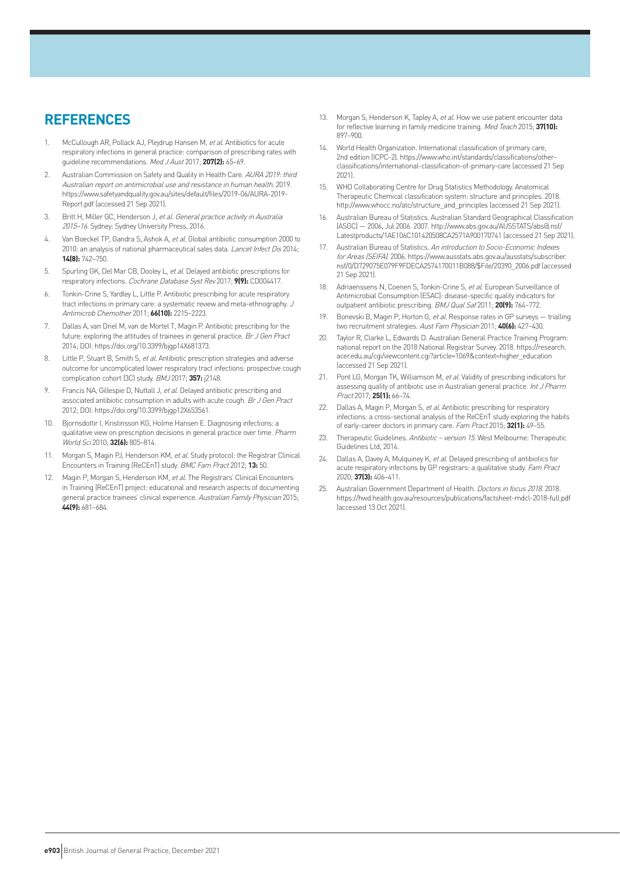## REFERENCES

1. McCullough AR, Pollack AJ, Plejdrup Hansen M, *et al*. Antibiotics for acute respiratory infections in general practice: comparison of prescribing rates with guideline recommendations. *Med J Aust* 2017; **207(2):** 65–69.
2. Australian Commission on Safety and Quality in Health Care. *AURA 2019: third Australian report on antimicrobial use and resistance in human health*. 2019. https://www.safetyandquality.gov.au/sites/default/files/2019-06/AURA-2019-Report.pdf (accessed 21 Sep 2021).
3. Britt H, Miller GC, Henderson J, *et al*. *General practice activity in Australia 2015–16*. Sydney: Sydney University Press, 2016.
4. Van Boeckel TP, Gandra S, Ashok A, *et al*. Global antibiotic consumption 2000 to 2010: an analysis of national pharmaceutical sales data. *Lancet Infect Dis* 2014; **14(8):** 742–750.
5. Spurling GK, Del Mar CB, Dooley L, *et al*. Delayed antibiotic prescriptions for respiratory infections. *Cochrane Database Syst Rev* 2017; **9(9):** CD004417.
6. Tonkin-Crine S, Yardley L, Little P. Antibiotic prescribing for acute respiratory tract infections in primary care: a systematic review and meta-ethnography. *J Antimicrob Chemother* 2011; **66(10):** 2215–2223.
7. Dallas A, van Driel M, van de Mortel T, Magin P. Antibiotic prescribing for the future: exploring the attitudes of trainees in general practice. *Br J Gen Pract* 2014; DOI: https://doi.org/10.3399/bjgp14X681373.
8. Little P, Stuart B, Smith S, *et al*. Antibiotic prescription strategies and adverse outcome for uncomplicated lower respiratory tract infections: prospective cough complication cohort (3C) study. *BMJ* 2017; **357:** j2148.
9. Francis NA, Gillespie D, Nuttall J, *et al*. Delayed antibiotic prescribing and associated antibiotic consumption in adults with acute cough. *Br J Gen Pract* 2012; DOI: https://doi.org/10.3399/bjgp12X653561.
10. Bjornsdottir I, Kristinsson KG, Holme Hansen E. Diagnosing infections: a qualitative view on prescription decisions in general practice over time. *Pharm World Sci* 2010; **32(6):** 805–814.
11. Morgan S, Magin PJ, Henderson KM, *et al*. Study protocol: the Registrar Clinical Encounters in Training (ReCEnT) study. *BMC Fam Pract* 2012; **13:** 50.
12. Magin P, Morgan S, Henderson KM, *et al*. The Registrars' Clinical Encounters in Training (ReCEnT) project: educational and research aspects of documenting general practice trainees' clinical experience. *Australian Family Physician* 2015; **44(9):** 681–684.
13. Morgan S, Henderson K, Tapley A, *et al*. How we use patient encounter data for reflective learning in family medicine training. *Med Teach* 2015; **37(10):** 897–900.
14. World Health Organization. International classification of primary care, 2nd edition (ICPC-2). https://www.who.int/standards/classifications/other-classifications/international-classification-of-primary-care (accessed 21 Sep 2021).
15. WHO Collaborating Centre for Drug Statistics Methodology. Anatomical Therapeutic Chemical classification system: structure and principles. 2018. http://www.whocc.no/atc/structure_and_principles (accessed 21 Sep 2021).
16. Australian Bureau of Statistics. Australian Standard Geographical Classification (ASGC) — 2006, Jul 2006. 2007. http://www.abs.gov.au/AUSSTATS/abs@.nsf/Latestproducts/1AE106C101420508CA2571A900170741 (accessed 21 Sep 2021).
17. Australian Bureau of Statistics. *An introduction to Socio-Economic Indexes for Areas (SEIFA)*. 2006. https://www.ausstats.abs.gov.au/ausstats/subscriber.nsf/0/D729075E079F9FDECA2574170011B088/$File/20390_2006.pdf (accessed 21 Sep 2021).
18. Adriaenssens N, Coenen S, Tonkin-Crine S, *et al*. European Surveillance of Antimicrobial Consumption (ESAC): disease-specific quality indicators for outpatient antibiotic prescribing. *BMJ Qual Saf* 2011; **20(9):** 764–772.
19. Bonevski B, Magin P, Horton G, *et al*. Response rates in GP surveys — trialling two recruitment strategies. *Aust Fam Physician* 2011; **40(6):** 427–430.
20. Taylor R, Clarke L, Edwards D. Australian General Practice Training Program: national report on the 2018 National Registrar Survey. 2018. https://research.acer.edu.au/cgi/viewcontent.cgi?article=1069&context=higher_education (accessed 21 Sep 2021).
21. Pont LG, Morgan TK, Williamson M, *et al*. Validity of prescribing indicators for assessing quality of antibiotic use in Australian general practice. *Int J Pharm Pract* 2017; **25(1):** 66–74.
22. Dallas A, Magin P, Morgan S, *et al*. Antibiotic prescribing for respiratory infections: a cross-sectional analysis of the ReCEnT study exploring the habits of early-career doctors in primary care. *Fam Pract* 2015; **32(1):** 49–55.
23. Therapeutic Guidelines. *Antibiotic – version 15*. West Melbourne: Therapeutic Guidelines Ltd, 2014.
24. Dallas A, Davey A, Mulquiney K, *et al*. Delayed prescribing of antibiotics for acute respiratory infections by GP registrars: a qualitative study. *Fam Pract* 2020; **37(3):** 406–411.
25. Australian Government Department of Health. *Doctors in focus 2018*. 2018. https://hwd.health.gov.au/resources/publications/factsheet-mdcl-2018-full.pdf (accessed 13 Oct 2021).